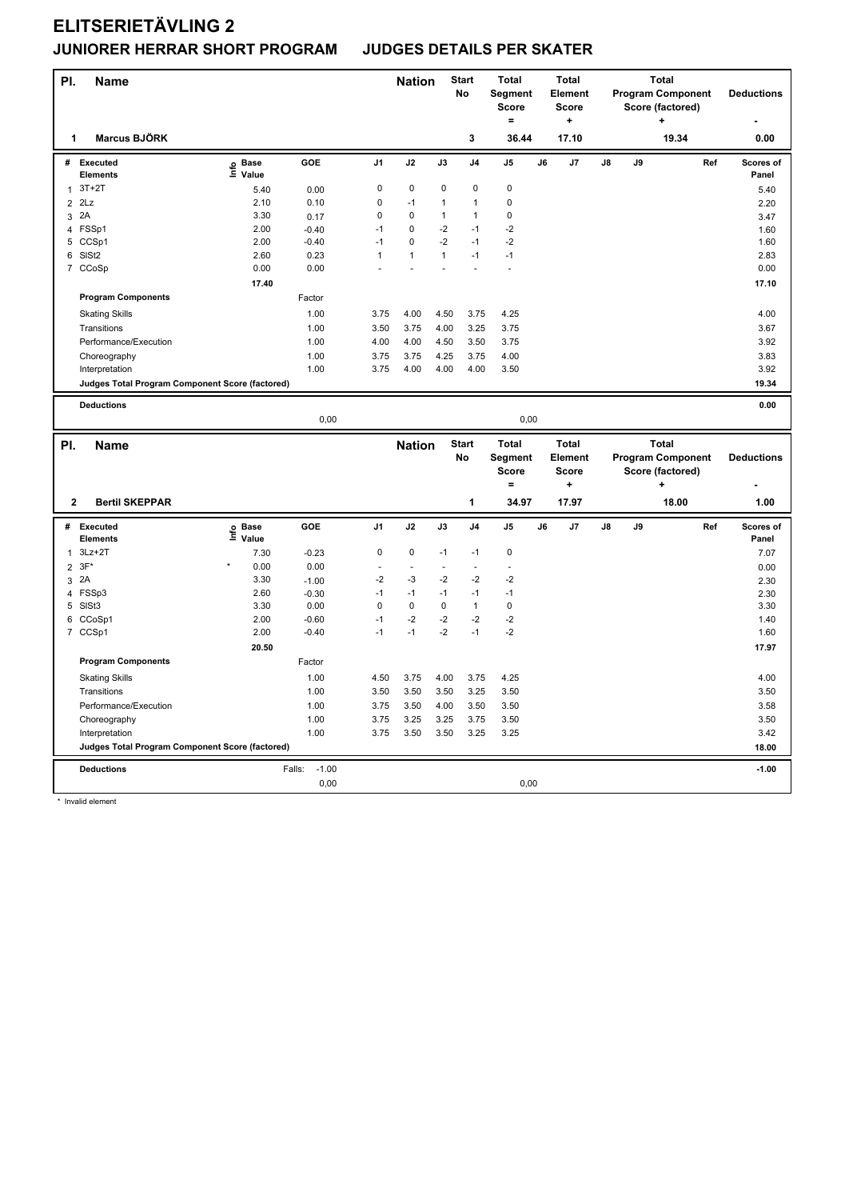# ELITSERIETÄVLING 2

## JUNIORER HERRAR SHORT PROGRAM JUDGES DETAILS PER SKATER

| Pl. | Name | Nation | Start No | Total Segment Score = | Total Element Score + | Total Program Component Score (factored) + | Deductions - |
|---|---|---|---|---|---|---|---|
| 1 | Marcus BJÖRK | | 3 | 36.44 | 17.10 | 19.34 | 0.00 |

| # | Executed Elements | Info | Base Value | GOE | J1 | J2 | J3 | J4 | J5 | J6 | J7 | J8 | J9 | Ref | Scores of Panel |
|---|---|---|---|---|---|---|---|---|---|---|---|---|---|---|---|
| 1 | 3T+2T | | 5.40 | 0.00 | 0 | 0 | 0 | 0 | 0 | | | | | | 5.40 |
| 2 | 2Lz | | 2.10 | 0.10 | 0 | -1 | 1 | 1 | 0 | | | | | | 2.20 |
| 3 | 2A | | 3.30 | 0.17 | 0 | 0 | 1 | 1 | 0 | | | | | | 3.47 |
| 4 | FSSp1 | | 2.00 | -0.40 | -1 | 0 | -2 | -1 | -2 | | | | | | 1.60 |
| 5 | CCSp1 | | 2.00 | -0.40 | -1 | 0 | -2 | -1 | -2 | | | | | | 1.60 |
| 6 | SlSt2 | | 2.60 | 0.23 | 1 | 1 | 1 | -1 | -1 | | | | | | 2.83 |
| 7 | CCoSp | | 0.00 | 0.00 | - | - | - | - | - | | | | | | 0.00 |
| | | | 17.40 | | | | | | | | | | | | 17.10 |
| | **Program Components** | | | Factor | | | | | | | | | | | |
| | Skating Skills | | | 1.00 | 3.75 | 4.00 | 4.50 | 3.75 | 4.25 | | | | | | 4.00 |
| | Transitions | | | 1.00 | 3.50 | 3.75 | 4.00 | 3.25 | 3.75 | | | | | | 3.67 |
| | Performance/Execution | | | 1.00 | 4.00 | 4.00 | 4.50 | 3.50 | 3.75 | | | | | | 3.92 |
| | Choreography | | | 1.00 | 3.75 | 3.75 | 4.25 | 3.75 | 4.00 | | | | | | 3.83 |
| | Interpretation | | | 1.00 | 3.75 | 4.00 | 4.00 | 4.00 | 3.50 | | | | | | 3.92 |
| | **Judges Total Program Component Score (factored)** | | | | | | | | | | | | | | 19.34 |
| | **Deductions** | | | | | | | | | | | | | | 0.00 |
| | | | | 0,00 | | | | | 0,00 | | | | | | |

| Pl. | Name | Nation | Start No | Total Segment Score = | Total Element Score + | Total Program Component Score (factored) + | Deductions - |
|---|---|---|---|---|---|---|---|
| 2 | Bertil SKEPPAR | | 1 | 34.97 | 17.97 | 18.00 | 1.00 |

| # | Executed Elements | Info | Base Value | GOE | J1 | J2 | J3 | J4 | J5 | J6 | J7 | J8 | J9 | Ref | Scores of Panel |
|---|---|---|---|---|---|---|---|---|---|---|---|---|---|---|---|
| 1 | 3Lz+2T | | 7.30 | -0.23 | 0 | 0 | -1 | -1 | 0 | | | | | | 7.07 |
| 2 | 3F* | * | 0.00 | 0.00 | - | - | - | - | - | | | | | | 0.00 |
| 3 | 2A | | 3.30 | -1.00 | -2 | -3 | -2 | -2 | -2 | | | | | | 2.30 |
| 4 | FSSp3 | | 2.60 | -0.30 | -1 | -1 | -1 | -1 | -1 | | | | | | 2.30 |
| 5 | SlSt3 | | 3.30 | 0.00 | 0 | 0 | 0 | 1 | 0 | | | | | | 3.30 |
| 6 | CCoSp1 | | 2.00 | -0.60 | -1 | -2 | -2 | -2 | -2 | | | | | | 1.40 |
| 7 | CCSp1 | | 2.00 | -0.40 | -1 | -1 | -2 | -1 | -2 | | | | | | 1.60 |
| | | | 20.50 | | | | | | | | | | | | 17.97 |
| | **Program Components** | | | Factor | | | | | | | | | | | |
| | Skating Skills | | | 1.00 | 4.50 | 3.75 | 4.00 | 3.75 | 4.25 | | | | | | 4.00 |
| | Transitions | | | 1.00 | 3.50 | 3.50 | 3.50 | 3.25 | 3.50 | | | | | | 3.50 |
| | Performance/Execution | | | 1.00 | 3.75 | 3.50 | 4.00 | 3.50 | 3.50 | | | | | | 3.58 |
| | Choreography | | | 1.00 | 3.75 | 3.25 | 3.25 | 3.75 | 3.50 | | | | | | 3.50 |
| | Interpretation | | | 1.00 | 3.75 | 3.50 | 3.50 | 3.25 | 3.25 | | | | | | 3.42 |
| | **Judges Total Program Component Score (factored)** | | | | | | | | | | | | | | 18.00 |
| | **Deductions** | | | Falls: -1.00 | | | | | | | | | | | -1.00 |
| | | | | 0,00 | | | | | 0,00 | | | | | | |

\* Invalid element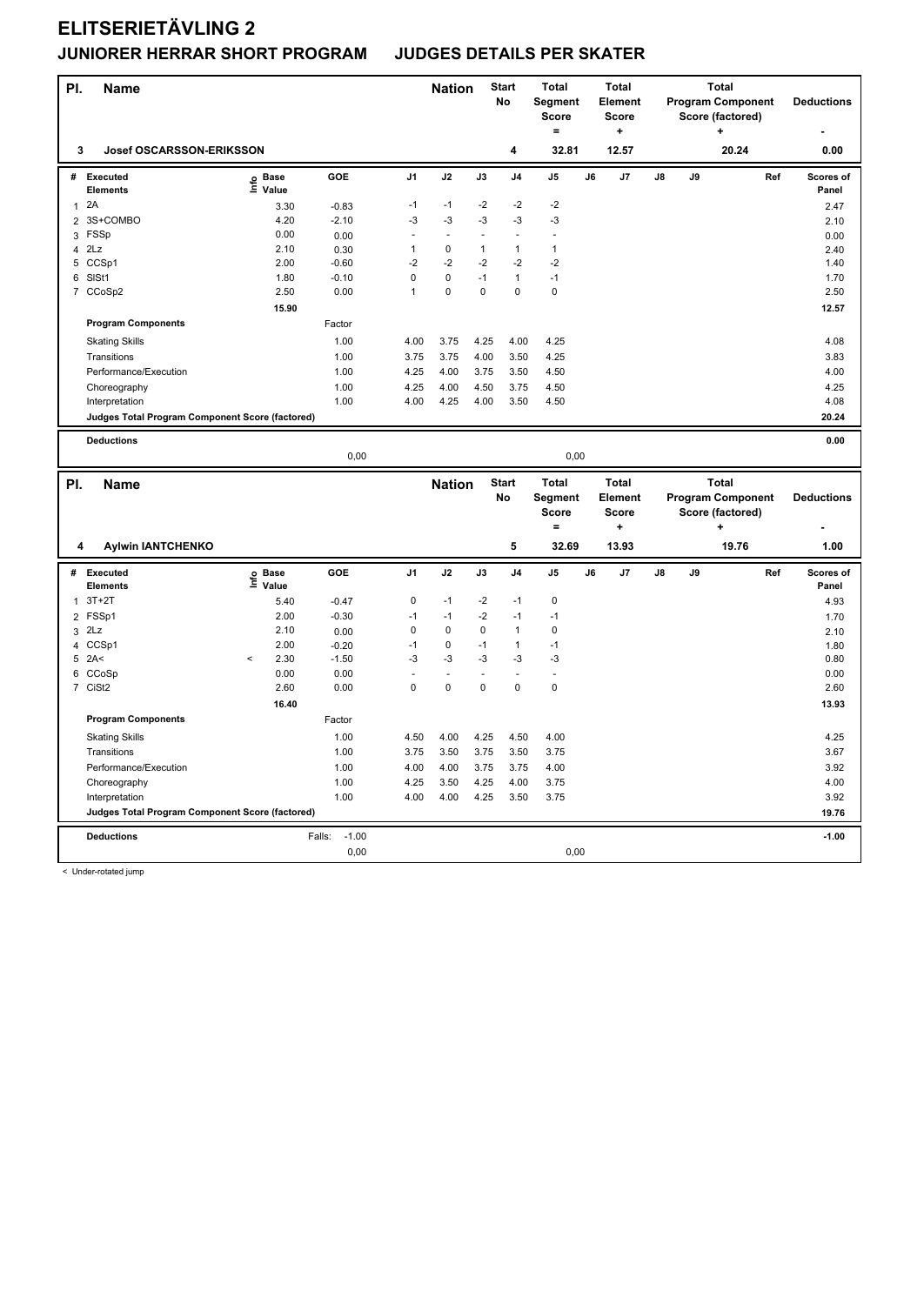# ELITSERIETÄVLING 2

## JUNIORER HERRAR SHORT PROGRAM JUDGES DETAILS PER SKATER

| Pl. | Name | Nation | Start No | Total Segment Score = | Total Element Score + | Total Program Component Score (factored) + | Deductions - |
|---|---|---|---|---|---|---|---|
| 3 | Josef OSCARSSON-ERIKSSON | | 4 | 32.81 | 12.57 | 20.24 | 0.00 |

| # | Executed Elements | Info | Base Value | GOE | J1 | J2 | J3 | J4 | J5 | J6 | J7 | J8 | J9 | Ref | Scores of Panel |
|---|---|---|---|---|---|---|---|---|---|---|---|---|---|---|---|
| 1 | 2A | | 3.30 | -0.83 | -1 | -1 | -2 | -2 | -2 | | | | | | 2.47 |
| 2 | 3S+COMBO | | 4.20 | -2.10 | -3 | -3 | -3 | -3 | -3 | | | | | | 2.10 |
| 3 | FSSp | | 0.00 | 0.00 | - | - | - | - | - | | | | | | 0.00 |
| 4 | 2Lz | | 2.10 | 0.30 | 1 | 0 | 1 | 1 | 1 | | | | | | 2.40 |
| 5 | CCSp1 | | 2.00 | -0.60 | -2 | -2 | -2 | -2 | -2 | | | | | | 1.40 |
| 6 | SlSt1 | | 1.80 | -0.10 | 0 | 0 | -1 | 1 | -1 | | | | | | 1.70 |
| 7 | CCoSp2 | | 2.50 | 0.00 | 1 | 0 | 0 | 0 | 0 | | | | | | 2.50 |
| | | | 15.90 | | | | | | | | | | | | 12.57 |
| | **Program Components** | | | Factor | | | | | | | | | | | |
| | Skating Skills | | | 1.00 | 4.00 | 3.75 | 4.25 | 4.00 | 4.25 | | | | | | 4.08 |
| | Transitions | | | 1.00 | 3.75 | 3.75 | 4.00 | 3.50 | 4.25 | | | | | | 3.83 |
| | Performance/Execution | | | 1.00 | 4.25 | 4.00 | 3.75 | 3.50 | 4.50 | | | | | | 4.00 |
| | Choreography | | | 1.00 | 4.25 | 4.00 | 4.50 | 3.75 | 4.50 | | | | | | 4.25 |
| | Interpretation | | | 1.00 | 4.00 | 4.25 | 4.00 | 3.50 | 4.50 | | | | | | 4.08 |
| | **Judges Total Program Component Score (factored)** | | | | | | | | | | | | | | 20.24 |
| | **Deductions** | | | | | | | | | | | | | | 0.00 |
| | | | | 0,00 | | | | | 0,00 | | | | | | |

| Pl. | Name | Nation | Start No | Total Segment Score = | Total Element Score + | Total Program Component Score (factored) + | Deductions - |
|---|---|---|---|---|---|---|---|
| 4 | Aylwin IANTCHENKO | | 5 | 32.69 | 13.93 | 19.76 | 1.00 |

| # | Executed Elements | Info | Base Value | GOE | J1 | J2 | J3 | J4 | J5 | J6 | J7 | J8 | J9 | Ref | Scores of Panel |
|---|---|---|---|---|---|---|---|---|---|---|---|---|---|---|---|
| 1 | 3T+2T | | 5.40 | -0.47 | 0 | -1 | -2 | -1 | 0 | | | | | | 4.93 |
| 2 | FSSp1 | | 2.00 | -0.30 | -1 | -1 | -2 | -1 | -1 | | | | | | 1.70 |
| 3 | 2Lz | | 2.10 | 0.00 | 0 | 0 | 0 | 1 | 0 | | | | | | 2.10 |
| 4 | CCSp1 | | 2.00 | -0.20 | -1 | 0 | -1 | 1 | -1 | | | | | | 1.80 |
| 5 | 2A< | < | 2.30 | -1.50 | -3 | -3 | -3 | -3 | -3 | | | | | | 0.80 |
| 6 | CCoSp | | 0.00 | 0.00 | - | - | - | - | - | | | | | | 0.00 |
| 7 | CiSt2 | | 2.60 | 0.00 | 0 | 0 | 0 | 0 | 0 | | | | | | 2.60 |
| | | | 16.40 | | | | | | | | | | | | 13.93 |
| | **Program Components** | | | Factor | | | | | | | | | | | |
| | Skating Skills | | | 1.00 | 4.50 | 4.00 | 4.25 | 4.50 | 4.00 | | | | | | 4.25 |
| | Transitions | | | 1.00 | 3.75 | 3.50 | 3.75 | 3.50 | 3.75 | | | | | | 3.67 |
| | Performance/Execution | | | 1.00 | 4.00 | 4.00 | 3.75 | 3.75 | 4.00 | | | | | | 3.92 |
| | Choreography | | | 1.00 | 4.25 | 3.50 | 4.25 | 4.00 | 3.75 | | | | | | 4.00 |
| | Interpretation | | | 1.00 | 4.00 | 4.00 | 4.25 | 3.50 | 3.75 | | | | | | 3.92 |
| | **Judges Total Program Component Score (factored)** | | | | | | | | | | | | | | 19.76 |
| | **Deductions** | | | Falls: -1.00 | | | | | | | | | | | -1.00 |
| | | | | 0,00 | | | | | 0,00 | | | | | | |

< Under-rotated jump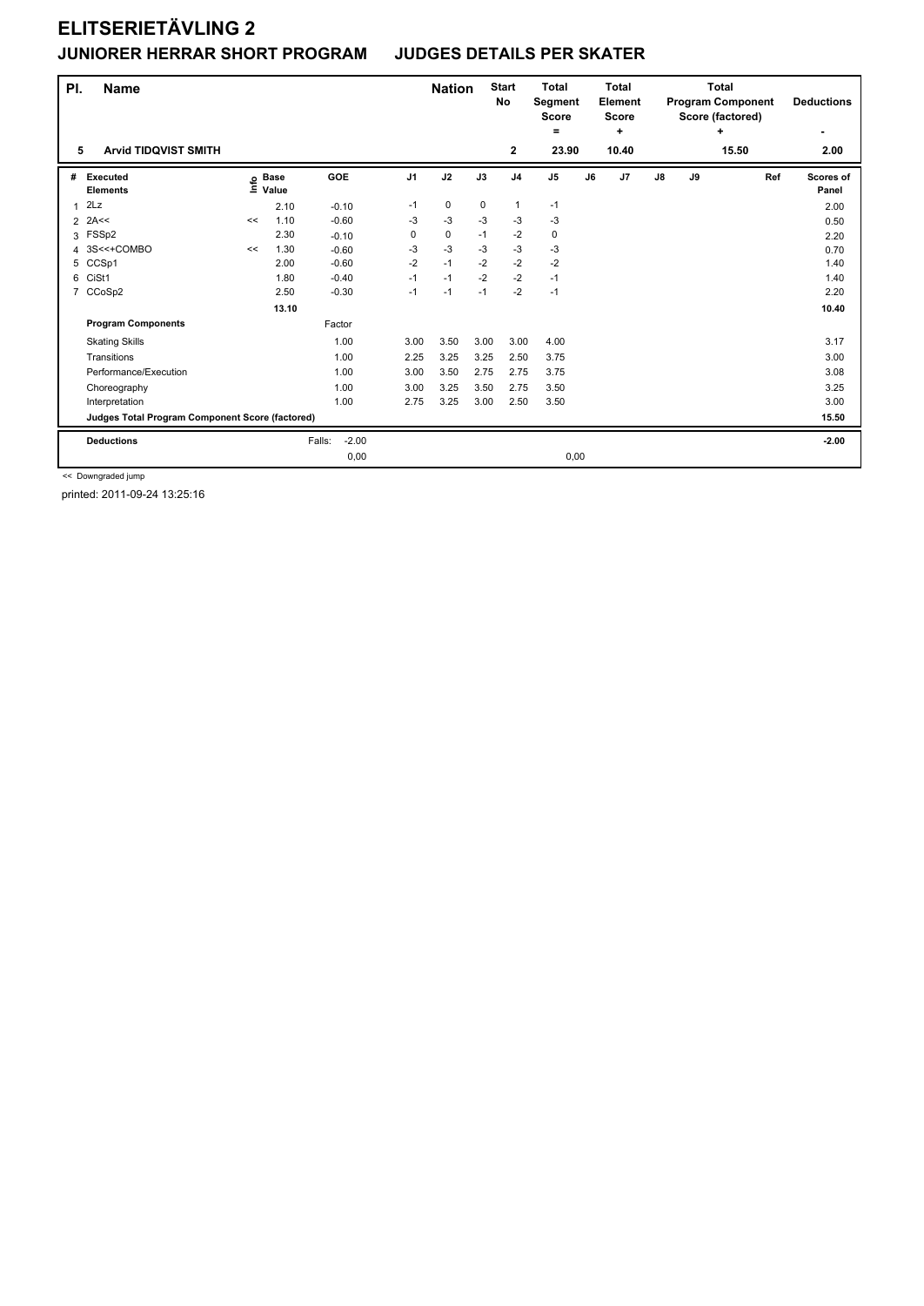# ELITSERIETÄVLING 2

## JUNIORER HERRAR SHORT PROGRAM JUDGES DETAILS PER SKATER

| Pl. | Name | Nation | Start No | Total Segment Score = | Total Element Score + | Total Program Component Score (factored) + | Deductions - |
|---|---|---|---|---|---|---|---|
| 5 | Arvid TIDQVIST SMITH | | 2 | 23.90 | 10.40 | 15.50 | 2.00 |

| # | Executed Elements | Info | Base Value | GOE | J1 | J2 | J3 | J4 | J5 | J6 | J7 | J8 | J9 | Ref | Scores of Panel |
|---|---|---|---|---|---|---|---|---|---|---|---|---|---|---|---|
| 1 | 2Lz | | 2.10 | -0.10 | -1 | 0 | 0 | 1 | -1 | | | | | | 2.00 |
| 2 | 2A<< | << | 1.10 | -0.60 | -3 | -3 | -3 | -3 | -3 | | | | | | 0.50 |
| 3 | FSSp2 | | 2.30 | -0.10 | 0 | 0 | -1 | -2 | 0 | | | | | | 2.20 |
| 4 | 3S<<+COMBO | << | 1.30 | -0.60 | -3 | -3 | -3 | -3 | -3 | | | | | | 0.70 |
| 5 | CCSp1 | | 2.00 | -0.60 | -2 | -1 | -2 | -2 | -2 | | | | | | 1.40 |
| 6 | CiSt1 | | 1.80 | -0.40 | -1 | -1 | -2 | -2 | -1 | | | | | | 1.40 |
| 7 | CCoSp2 | | 2.50 | -0.30 | -1 | -1 | -1 | -2 | -1 | | | | | | 2.20 |
| | | | 13.10 | | | | | | | | | | | | 10.40 |
| | **Program Components** | | | Factor | | | | | | | | | | | |
| | Skating Skills | | | 1.00 | 3.00 | 3.50 | 3.00 | 3.00 | 4.00 | | | | | | 3.17 |
| | Transitions | | | 1.00 | 2.25 | 3.25 | 3.25 | 2.50 | 3.75 | | | | | | 3.00 |
| | Performance/Execution | | | 1.00 | 3.00 | 3.50 | 2.75 | 2.75 | 3.75 | | | | | | 3.08 |
| | Choreography | | | 1.00 | 3.00 | 3.25 | 3.50 | 2.75 | 3.50 | | | | | | 3.25 |
| | Interpretation | | | 1.00 | 2.75 | 3.25 | 3.00 | 2.50 | 3.50 | | | | | | 3.00 |
| | **Judges Total Program Component Score (factored)** | | | | | | | | | | | | | | 15.50 |
| | **Deductions** | | | Falls: -2.00 | | | | | | | | | | | -2.00 |
| | | | | 0,00 | | | | | 0,00 | | | | | | |

<< Downgraded jump

printed: 2011-09-24 13:25:16